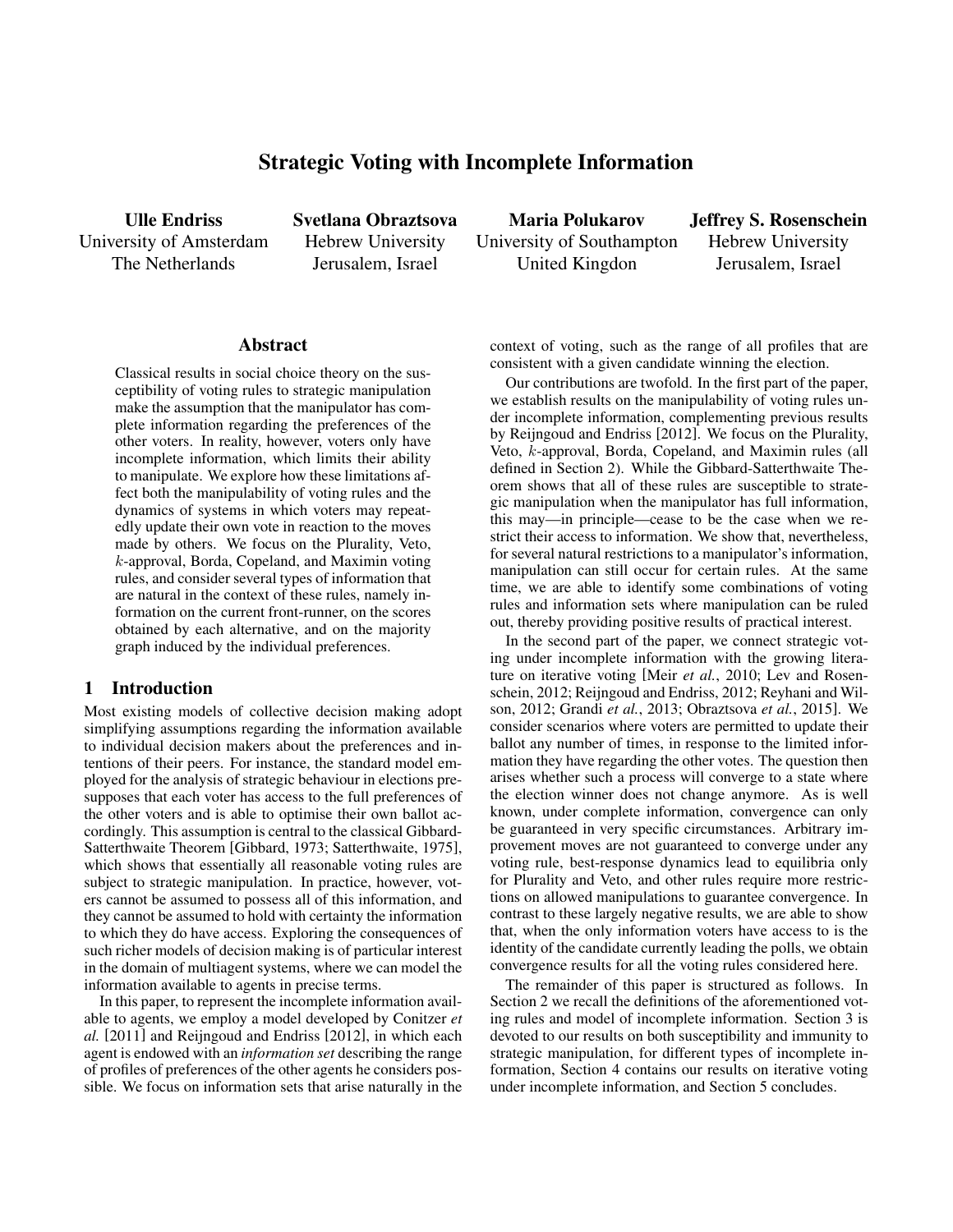# Strategic Voting with Incomplete Information

**Ulle Endriss**
University of Amsterdam
The Netherlands

**Svetlana Obraztsova**
Hebrew University
Jerusalem, Israel

**Maria Polukarov**
University of Southampton
United Kingdon

**Jeffrey S. Rosenschein**
Hebrew University
Jerusalem, Israel

## Abstract

Classical results in social choice theory on the susceptibility of voting rules to strategic manipulation make the assumption that the manipulator has complete information regarding the preferences of the other voters. In reality, however, voters only have incomplete information, which limits their ability to manipulate. We explore how these limitations affect both the manipulability of voting rules and the dynamics of systems in which voters may repeatedly update their own vote in reaction to the moves made by others. We focus on the Plurality, Veto, $k$-approval, Borda, Copeland, and Maximin voting rules, and consider several types of information that are natural in the context of these rules, namely information on the current front-runner, on the scores obtained by each alternative, and on the majority graph induced by the individual preferences.

## 1 Introduction

Most existing models of collective decision making adopt simplifying assumptions regarding the information available to individual decision makers about the preferences and intentions of their peers. For instance, the standard model employed for the analysis of strategic behaviour in elections presupposes that each voter has access to the full preferences of the other voters and is able to optimise their own ballot accordingly. This assumption is central to the classical Gibbard-Satterthwaite Theorem [Gibbard, 1973; Satterthwaite, 1975], which shows that essentially all reasonable voting rules are subject to strategic manipulation. In practice, however, voters cannot be assumed to possess all of this information, and they cannot be assumed to hold with certainty the information to which they do have access. Exploring the consequences of such richer models of decision making is of particular interest in the domain of multiagent systems, where we can model the information available to agents in precise terms.

In this paper, to represent the incomplete information available to agents, we employ a model developed by Conitzer *et al.* [2011] and Reijngoud and Endriss [2012], in which each agent is endowed with an *information set* describing the range of profiles of preferences of the other agents he considers possible. We focus on information sets that arise naturally in the context of voting, such as the range of all profiles that are consistent with a given candidate winning the election.

Our contributions are twofold. In the first part of the paper, we establish results on the manipulability of voting rules under incomplete information, complementing previous results by Reijngoud and Endriss [2012]. We focus on the Plurality, Veto, $k$-approval, Borda, Copeland, and Maximin rules (all defined in Section 2). While the Gibbard-Satterthwaite Theorem shows that all of these rules are susceptible to strategic manipulation when the manipulator has full information, this may—in principle—cease to be the case when we restrict their access to information. We show that, nevertheless, for several natural restrictions to a manipulator's information, manipulation can still occur for certain rules. At the same time, we are able to identify some combinations of voting rules and information sets where manipulation can be ruled out, thereby providing positive results of practical interest.

In the second part of the paper, we connect strategic voting under incomplete information with the growing literature on iterative voting [Meir *et al.*, 2010; Lev and Rosenschein, 2012; Reijngoud and Endriss, 2012; Reyhani and Wilson, 2012; Grandi *et al.*, 2013; Obraztsova *et al.*, 2015]. We consider scenarios where voters are permitted to update their ballot any number of times, in response to the limited information they have regarding the other votes. The question then arises whether such a process will converge to a state where the election winner does not change anymore. As is well known, under complete information, convergence can only be guaranteed in very specific circumstances. Arbitrary improvement moves are not guaranteed to converge under any voting rule, best-response dynamics lead to equilibria only for Plurality and Veto, and other rules require more restrictions on allowed manipulations to guarantee convergence. In contrast to these largely negative results, we are able to show that, when the only information voters have access to is the identity of the candidate currently leading the polls, we obtain convergence results for all the voting rules considered here.

The remainder of this paper is structured as follows. In Section 2 we recall the definitions of the aforementioned voting rules and model of incomplete information. Section 3 is devoted to our results on both susceptibility and immunity to strategic manipulation, for different types of incomplete information, Section 4 contains our results on iterative voting under incomplete information, and Section 5 concludes.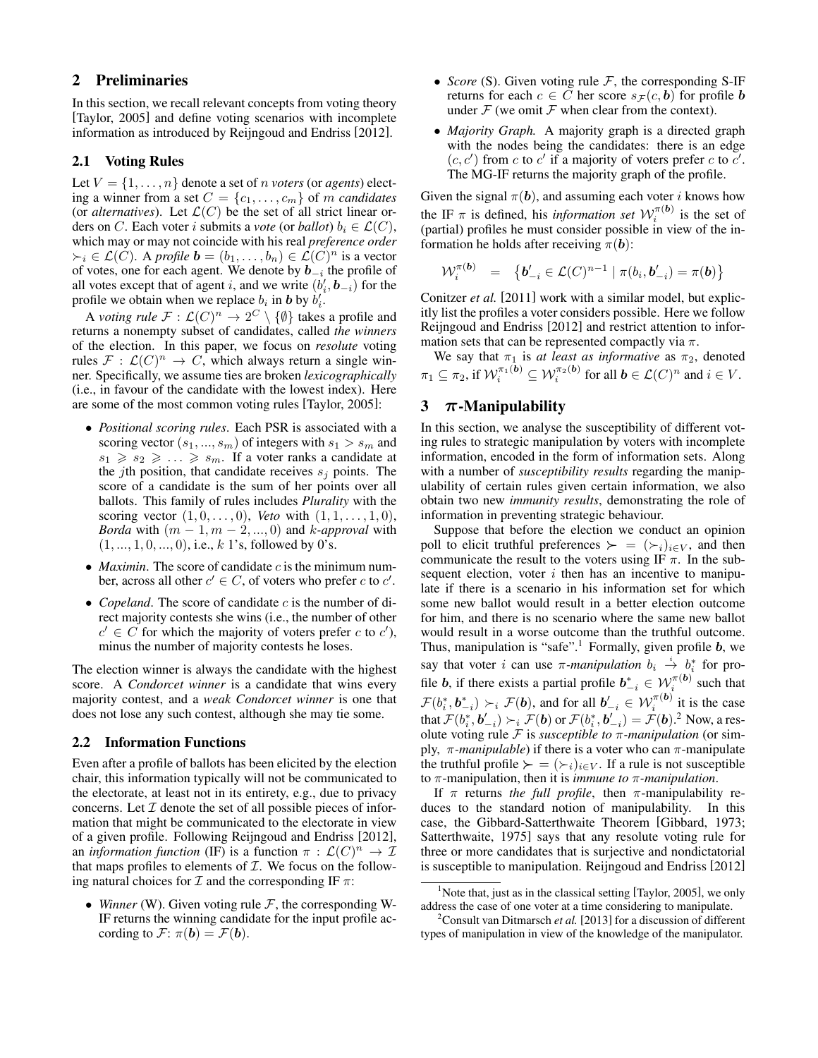## 2 Preliminaries

In this section, we recall relevant concepts from voting theory [Taylor, 2005] and define voting scenarios with incomplete information as introduced by Reijngoud and Endriss [2012].

### 2.1 Voting Rules

Let $V = \{1, \ldots, n\}$ denote a set of $n$ *voters* (or *agents*) electing a winner from a set $C = \{c_1, \ldots, c_m\}$ of $m$ *candidates* (or *alternatives*). Let $\mathcal{L}(C)$ be the set of all strict linear orders on $C$. Each voter $i$ submits a *vote* (or *ballot*) $b_i \in \mathcal{L}(C)$, which may or may not coincide with his real *preference order* $\succ_i \in \mathcal{L}(C)$. A *profile* $\boldsymbol{b} = (b_1, \ldots, b_n) \in \mathcal{L}(C)^n$ is a vector of votes, one for each agent. We denote by $\boldsymbol{b}_{-i}$ the profile of all votes except that of agent $i$, and we write $(b'_i, \boldsymbol{b}_{-i})$ for the profile we obtain when we replace $b_i$ in $\boldsymbol{b}$ by $b'_i$.

A *voting rule* $\mathcal{F} : \mathcal{L}(C)^n \to 2^C \setminus \{\emptyset\}$ takes a profile and returns a nonempty subset of candidates, called *the winners* of the election. In this paper, we focus on *resolute* voting rules $\mathcal{F} : \mathcal{L}(C)^n \to C$, which always return a single winner. Specifically, we assume ties are broken *lexicographically* (i.e., in favour of the candidate with the lowest index). Here are some of the most common voting rules [Taylor, 2005]:

- *Positional scoring rules*. Each PSR is associated with a scoring vector $(s_1, ..., s_m)$ of integers with $s_1 > s_m$ and $s_1 \geqslant s_2 \geqslant \ldots \geqslant s_m$. If a voter ranks a candidate at the $j$th position, that candidate receives $s_j$ points. The score of a candidate is the sum of her points over all ballots. This family of rules includes *Plurality* with the scoring vector $(1, 0, \ldots, 0)$, *Veto* with $(1, 1, \ldots, 1, 0)$, *Borda* with $(m-1, m-2, ..., 0)$ and $k$*-approval* with $(1, ..., 1, 0, ..., 0)$, i.e., $k$ 1's, followed by 0's.
- *Maximin*. The score of candidate $c$ is the minimum number, across all other $c' \in C$, of voters who prefer $c$ to $c'$.
- *Copeland*. The score of candidate $c$ is the number of direct majority contests she wins (i.e., the number of other $c' \in C$ for which the majority of voters prefer $c$ to $c'$), minus the number of majority contests he loses.

The election winner is always the candidate with the highest score. A *Condorcet winner* is a candidate that wins every majority contest, and a *weak Condorcet winner* is one that does not lose any such contest, although she may tie some.

### 2.2 Information Functions

Even after a profile of ballots has been elicited by the election chair, this information typically will not be communicated to the electorate, at least not in its entirety, e.g., due to privacy concerns. Let $\mathcal{I}$ denote the set of all possible pieces of information that might be communicated to the electorate in view of a given profile. Following Reijngoud and Endriss [2012], an *information function* (IF) is a function $\pi : \mathcal{L}(C)^n \to \mathcal{I}$ that maps profiles to elements of $\mathcal{I}$. We focus on the following natural choices for $\mathcal{I}$ and the corresponding IF $\pi$:

- *Winner* (W). Given voting rule $\mathcal{F}$, the corresponding W-IF returns the winning candidate for the input profile according to $\mathcal{F}$: $\pi(\boldsymbol{b}) = \mathcal{F}(\boldsymbol{b})$.
- *Score* (S). Given voting rule $\mathcal{F}$, the corresponding S-IF returns for each $c \in C$ her score $s_{\mathcal{F}}(c, \boldsymbol{b})$ for profile $\boldsymbol{b}$ under $\mathcal{F}$ (we omit $\mathcal{F}$ when clear from the context).
- *Majority Graph.* A majority graph is a directed graph with the nodes being the candidates: there is an edge $(c, c')$ from $c$ to $c'$ if a majority of voters prefer $c$ to $c'$. The MG-IF returns the majority graph of the profile.

Given the signal $\pi(\boldsymbol{b})$, and assuming each voter $i$ knows how the IF $\pi$ is defined, his *information set* $\mathcal{W}_i^{\pi(\boldsymbol{b})}$ is the set of (partial) profiles he must consider possible in view of the information he holds after receiving $\pi(\boldsymbol{b})$:

$$\mathcal{W}_i^{\pi(\boldsymbol{b})} \quad = \quad \left\{ \boldsymbol{b}'_{-i} \in \mathcal{L}(C)^{n-1} \mid \pi(b_i, \boldsymbol{b}'_{-i}) = \pi(\boldsymbol{b}) \right\}$$

Conitzer *et al.* [2011] work with a similar model, but explicitly list the profiles a voter considers possible. Here we follow Reijngoud and Endriss [2012] and restrict attention to information sets that can be represented compactly via $\pi$.

We say that $\pi_1$ is *at least as informative* as $\pi_2$, denoted $\pi_1 \subseteq \pi_2$, if $\mathcal{W}_i^{\pi_1(\boldsymbol{b})} \subseteq \mathcal{W}_i^{\pi_2(\boldsymbol{b})}$ for all $\boldsymbol{b} \in \mathcal{L}(C)^n$ and $i \in V$.

## 3 $\pi$-Manipulability

In this section, we analyse the susceptibility of different voting rules to strategic manipulation by voters with incomplete information, encoded in the form of information sets. Along with a number of *susceptibility results* regarding the manipulability of certain rules given certain information, we also obtain two new *immunity results*, demonstrating the role of information in preventing strategic behaviour.

Suppose that before the election we conduct an opinion poll to elicit truthful preferences $\succ \,=\, (\succ_i)_{i \in V}$, and then communicate the result to the voters using IF $\pi$. In the subsequent election, voter $i$ then has an incentive to manipulate if there is a scenario in his information set for which some new ballot would result in a better election outcome for him, and there is no scenario where the same new ballot would result in a worse outcome than the truthful outcome. Thus, manipulation is "safe".[1] Formally, given profile $\boldsymbol{b}$, we say that voter $i$ can use $\pi$*-manipulation* $b_i \overset{i}{\to} b^*_i$ for profile $\boldsymbol{b}$, if there exists a partial profile $\boldsymbol{b}^*_{-i} \in \mathcal{W}_i^{\pi(\boldsymbol{b})}$ such that $\mathcal{F}(b^*_i, \boldsymbol{b}^*_{-i}) \succ_i \mathcal{F}(\boldsymbol{b})$, and for all $\boldsymbol{b}'_{-i} \in \mathcal{W}_i^{\pi(\boldsymbol{b})}$ it is the case that $\mathcal{F}(b^*_i, \boldsymbol{b}'_{-i}) \succ_i \mathcal{F}(\boldsymbol{b})$ or $\mathcal{F}(b^*_i, \boldsymbol{b}'_{-i}) = \mathcal{F}(\boldsymbol{b})$.[2] Now, a resolute voting rule $\mathcal{F}$ is *susceptible to* $\pi$*-manipulation* (or simply, $\pi$*-manipulable*) if there is a voter who can $\pi$-manipulate the truthful profile $\succ \,=\, (\succ_i)_{i \in V}$. If a rule is not susceptible to $\pi$-manipulation, then it is *immune to* $\pi$*-manipulation*.

If $\pi$ returns *the full profile*, then $\pi$-manipulability reduces to the standard notion of manipulability. In this case, the Gibbard-Satterthwaite Theorem [Gibbard, 1973; Satterthwaite, 1975] says that any resolute voting rule for three or more candidates that is surjective and nondictatorial is susceptible to manipulation. Reijngoud and Endriss [2012]

---

[1] Note that, just as in the classical setting [Taylor, 2005], we only address the case of one voter at a time considering to manipulate.

[2] Consult van Ditmarsch *et al.* [2013] for a discussion of different types of manipulation in view of the knowledge of the manipulator.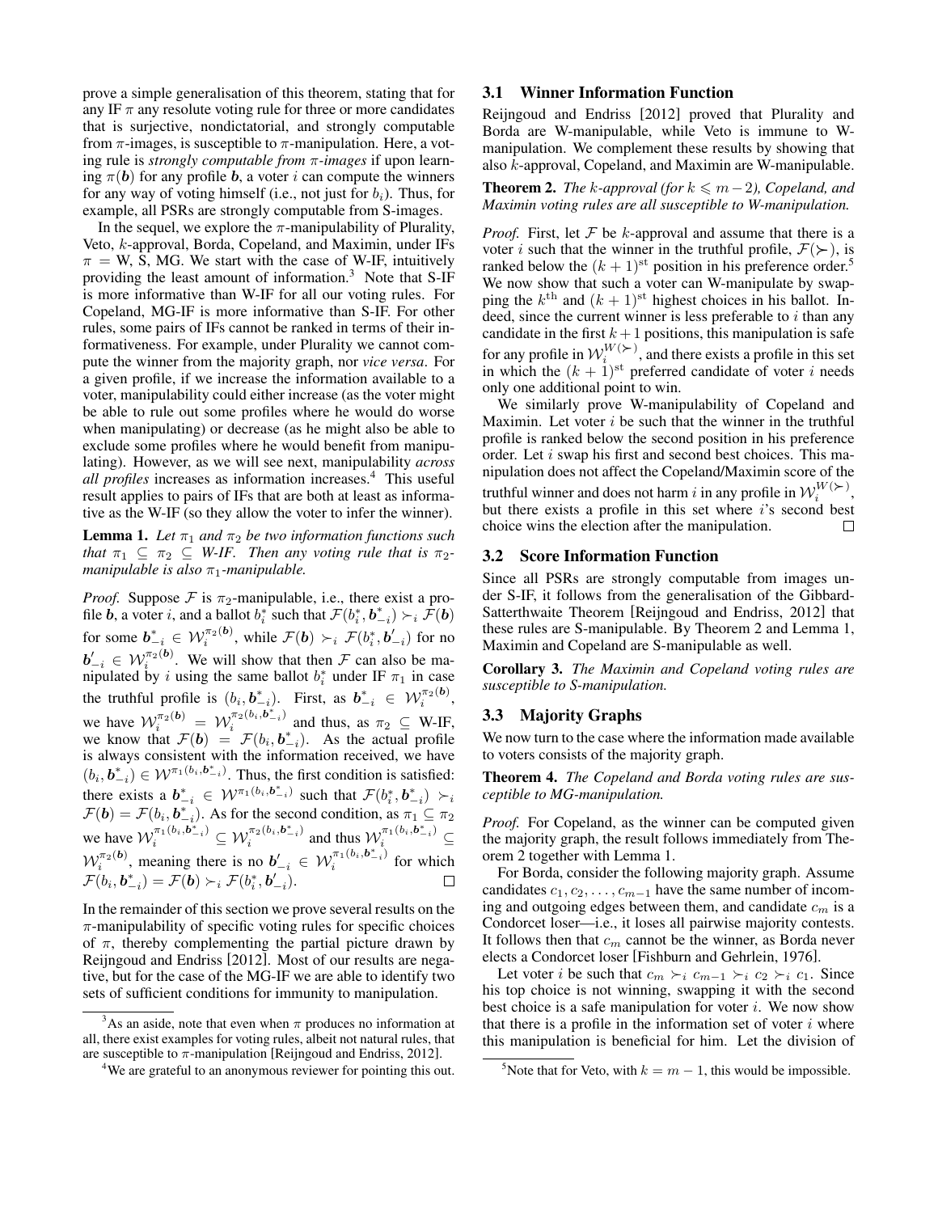prove a simple generalisation of this theorem, stating that for any IF $\pi$ any resolute voting rule for three or more candidates that is surjective, nondictatorial, and strongly computable from $\pi$-images, is susceptible to $\pi$-manipulation. Here, a voting rule is *strongly computable from $\pi$-images* if upon learning $\pi(\boldsymbol{b})$ for any profile $\boldsymbol{b}$, a voter $i$ can compute the winners for any way of voting himself (i.e., not just for $b_i$). Thus, for example, all PSRs are strongly computable from S-images.

In the sequel, we explore the $\pi$-manipulability of Plurality, Veto, $k$-approval, Borda, Copeland, and Maximin, under IFs $\pi$ = W, S, MG. We start with the case of W-IF, intuitively providing the least amount of information.[3] Note that S-IF is more informative than W-IF for all our voting rules. For Copeland, MG-IF is more informative than S-IF. For other rules, some pairs of IFs cannot be ranked in terms of their informativeness. For example, under Plurality we cannot compute the winner from the majority graph, nor *vice versa*. For a given profile, if we increase the information available to a voter, manipulability could either increase (as the voter might be able to rule out some profiles where he would do worse when manipulating) or decrease (as he might also be able to exclude some profiles where he would benefit from manipulating). However, as we will see next, manipulability *across all profiles* increases as information increases.[4] This useful result applies to pairs of IFs that are both at least as informative as the W-IF (so they allow the voter to infer the winner).

**Lemma 1.** *Let $\pi_1$ and $\pi_2$ be two information functions such that $\pi_1 \subseteq \pi_2 \subseteq$ W-IF. Then any voting rule that is $\pi_2$-manipulable is also $\pi_1$-manipulable.*

*Proof.* Suppose $\mathcal{F}$ is $\pi_2$-manipulable, i.e., there exist a profile $\boldsymbol{b}$, a voter $i$, and a ballot $b_i^*$ such that $\mathcal{F}(b_i^*, \boldsymbol{b}_{-i}^*) \succ_i \mathcal{F}(\boldsymbol{b})$ for some $\boldsymbol{b}_{-i}^* \in \mathcal{W}_i^{\pi_2(\boldsymbol{b})}$, while $\mathcal{F}(\boldsymbol{b}) \succ_i \mathcal{F}(b_i^*, \boldsymbol{b}'_{-i})$ for no $\boldsymbol{b}'_{-i} \in \mathcal{W}_i^{\pi_2(\boldsymbol{b})}$. We will show that then $\mathcal{F}$ can also be manipulated by $i$ using the same ballot $b_i^*$ under IF $\pi_1$ in case the truthful profile is $(b_i, \boldsymbol{b}_{-i}^*)$. First, as $\boldsymbol{b}_{-i}^* \in \mathcal{W}_i^{\pi_2(\boldsymbol{b})}$, we have $\mathcal{W}_i^{\pi_2(\boldsymbol{b})} = \mathcal{W}_i^{\pi_2(b_i, \boldsymbol{b}_{-i}^*)}$ and thus, as $\pi_2 \subseteq$ W-IF, we know that $\mathcal{F}(\boldsymbol{b}) = \mathcal{F}(b_i, \boldsymbol{b}_{-i}^*)$. As the actual profile is always consistent with the information received, we have $(b_i, \boldsymbol{b}_{-i}^*) \in \mathcal{W}^{\pi_1(b_i, \boldsymbol{b}_{-i}^*)}$. Thus, the first condition is satisfied: there exists a $\boldsymbol{b}_{-i}^* \in \mathcal{W}^{\pi_1(b_i, \boldsymbol{b}_{-i}^*)}$ such that $\mathcal{F}(b_i^*, \boldsymbol{b}_{-i}^*) \succ_i \mathcal{F}(\boldsymbol{b}) = \mathcal{F}(b_i, \boldsymbol{b}_{-i}^*)$. As for the second condition, as $\pi_1 \subseteq \pi_2$ we have $\mathcal{W}_i^{\pi_1(b_i, \boldsymbol{b}_{-i}^*)} \subseteq \mathcal{W}_i^{\pi_2(b_i, \boldsymbol{b}_{-i}^*)}$ and thus $\mathcal{W}_i^{\pi_1(b_i, \boldsymbol{b}_{-i}^*)} \subseteq \mathcal{W}_i^{\pi_2(\boldsymbol{b})}$, meaning there is no $\boldsymbol{b}'_{-i} \in \mathcal{W}_i^{\pi_1(b_i, \boldsymbol{b}_{-i}^*)}$ for which $\mathcal{F}(b_i, \boldsymbol{b}_{-i}^*) = \mathcal{F}(\boldsymbol{b}) \succ_i \mathcal{F}(b_i^*, \boldsymbol{b}'_{-i})$. $\square$

In the remainder of this section we prove several results on the $\pi$-manipulability of specific voting rules for specific choices of $\pi$, thereby complementing the partial picture drawn by Reijngoud and Endriss [2012]. Most of our results are negative, but for the case of the MG-IF we are able to identify two sets of sufficient conditions for immunity to manipulation.

### 3.1 Winner Information Function

Reijngoud and Endriss [2012] proved that Plurality and Borda are W-manipulable, while Veto is immune to W-manipulation. We complement these results by showing that also $k$-approval, Copeland, and Maximin are W-manipulable.

**Theorem 2.** *The $k$-approval (for $k \leqslant m-2$), Copeland, and Maximin voting rules are all susceptible to W-manipulation.*

*Proof.* First, let $\mathcal{F}$ be $k$-approval and assume that there is a voter $i$ such that the winner in the truthful profile, $\mathcal{F}(\succ)$, is ranked below the $(k+1)^{\text{st}}$ position in his preference order.[5] We now show that such a voter can W-manipulate by swapping the $k^{\text{th}}$ and $(k+1)^{\text{st}}$ highest choices in his ballot. Indeed, since the current winner is less preferable to $i$ than any candidate in the first $k+1$ positions, this manipulation is safe for any profile in $\mathcal{W}_i^{W(\succ)}$, and there exists a profile in this set in which the $(k+1)^{\text{st}}$ preferred candidate of voter $i$ needs only one additional point to win.

We similarly prove W-manipulability of Copeland and Maximin. Let voter $i$ be such that the winner in the truthful profile is ranked below the second position in his preference order. Let $i$ swap his first and second best choices. This manipulation does not affect the Copeland/Maximin score of the truthful winner and does not harm $i$ in any profile in $\mathcal{W}_i^{W(\succ)}$, but there exists a profile in this set where $i$'s second best choice wins the election after the manipulation. $\square$

### 3.2 Score Information Function

Since all PSRs are strongly computable from images under S-IF, it follows from the generalisation of the Gibbard-Satterthwaite Theorem [Reijngoud and Endriss, 2012] that these rules are S-manipulable. By Theorem 2 and Lemma 1, Maximin and Copeland are S-manipulable as well.

**Corollary 3.** *The Maximin and Copeland voting rules are susceptible to S-manipulation.*

### 3.3 Majority Graphs

We now turn to the case where the information made available to voters consists of the majority graph.

**Theorem 4.** *The Copeland and Borda voting rules are susceptible to MG-manipulation.*

*Proof.* For Copeland, as the winner can be computed given the majority graph, the result follows immediately from Theorem 2 together with Lemma 1.

For Borda, consider the following majority graph. Assume candidates $c_1, c_2, \ldots, c_{m-1}$ have the same number of incoming and outgoing edges between them, and candidate $c_m$ is a Condorcet loser—i.e., it loses all pairwise majority contests. It follows then that $c_m$ cannot be the winner, as Borda never elects a Condorcet loser [Fishburn and Gehrlein, 1976].

Let voter $i$ be such that $c_m \succ_i c_{m-1} \succ_i c_2 \succ_i c_1$. Since his top choice is not winning, swapping it with the second best choice is a safe manipulation for voter $i$. We now show that there is a profile in the information set of voter $i$ where this manipulation is beneficial for him. Let the division of

[3] As an aside, note that even when $\pi$ produces no information at all, there exist examples for voting rules, albeit not natural rules, that are susceptible to $\pi$-manipulation [Reijngoud and Endriss, 2012].

[4] We are grateful to an anonymous reviewer for pointing this out.

[5] Note that for Veto, with $k = m-1$, this would be impossible.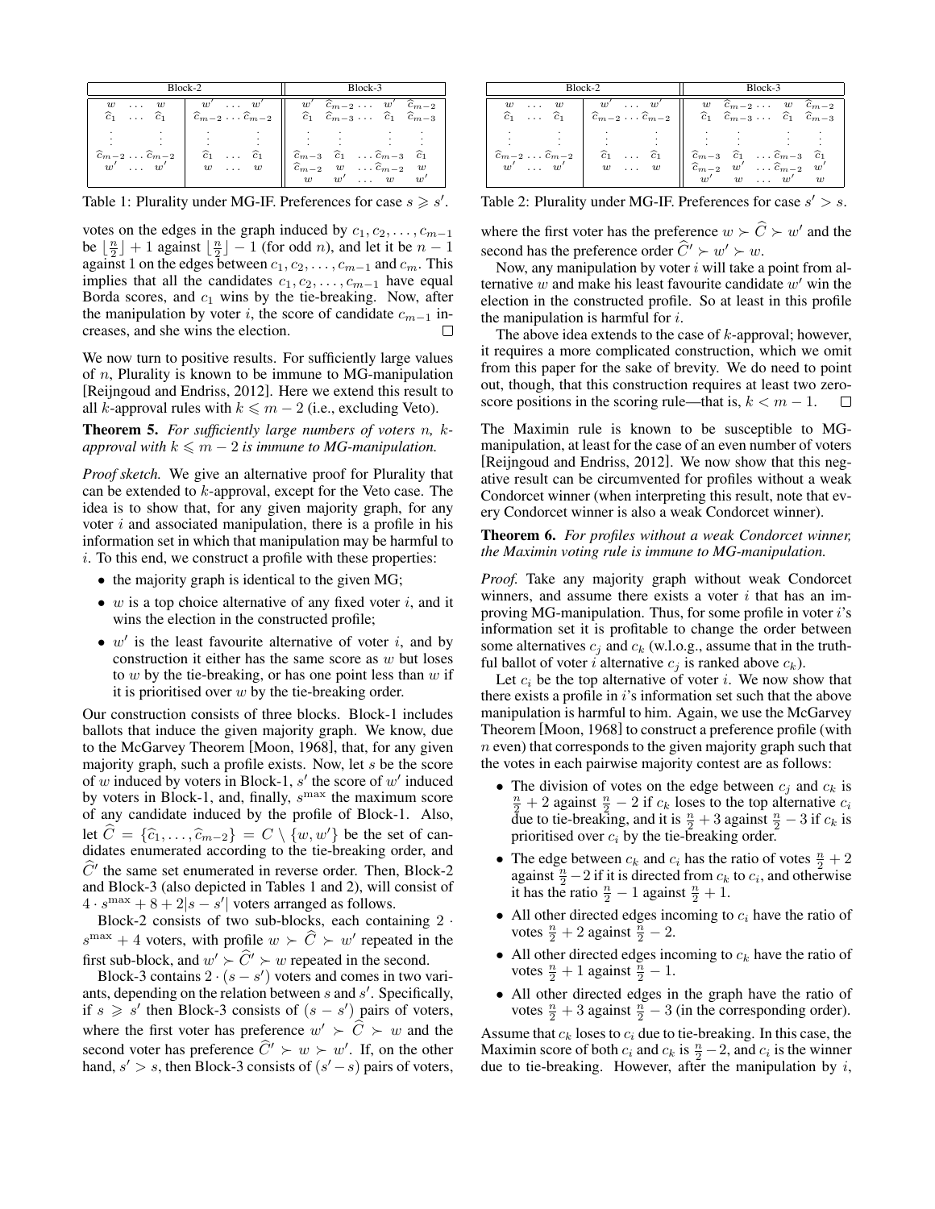| Block-2 | | Block-3 |
|---|---|---|
| $w \ \dots \ w$ | $w' \ \dots \ w'$ | $w' \quad \widehat{c}_{m-2} \ \dots \ w' \quad \widehat{c}_{m-2}$ |
| $\widehat{c}_1 \ \dots \ \widehat{c}_1$ | $\widehat{c}_{m-2} \dots \widehat{c}_{m-2}$ | $\widehat{c}_1 \quad \widehat{c}_{m-3} \ \dots \ \widehat{c}_1 \quad \widehat{c}_{m-3}$ |
| $\vdots \quad \vdots$ | $\vdots \quad \vdots$ | $\vdots \quad \vdots \quad \vdots \quad \vdots$ |
| $\widehat{c}_{m-2} \dots \widehat{c}_{m-2}$ | $\widehat{c}_1 \ \dots \ \widehat{c}_1$ | $\widehat{c}_{m-3} \quad \widehat{c}_1 \ \dots \ \widehat{c}_{m-3} \quad \widehat{c}_1$ |
| $w' \ \dots \ w'$ | $w \ \dots \ w$ | $\widehat{c}_{m-2} \quad w \ \dots \ \widehat{c}_{m-2} \quad w$ |
| | | $w \quad w' \ \dots \ w \quad w'$ |

Table 1: Plurality under MG-IF. Preferences for case $s \geqslant s'$.

| Block-2 | | Block-3 |
|---|---|---|
| $w \ \dots \ w$ | $w' \ \dots \ w'$ | $w \quad \widehat{c}_{m-2} \ \dots \ w \quad \widehat{c}_{m-2}$ |
| $\widehat{c}_1 \ \dots \ \widehat{c}_1$ | $\widehat{c}_{m-2} \dots \widehat{c}_{m-2}$ | $\widehat{c}_1 \quad \widehat{c}_{m-3} \ \dots \ \widehat{c}_1 \quad \widehat{c}_{m-3}$ |
| $\vdots \quad \vdots$ | $\vdots \quad \vdots$ | $\vdots \quad \vdots \quad \vdots \quad \vdots$ |
| $\widehat{c}_{m-2} \dots \widehat{c}_{m-2}$ | $\widehat{c}_1 \ \dots \ \widehat{c}_1$ | $\widehat{c}_{m-3} \quad \widehat{c}_1 \ \dots \ \widehat{c}_{m-3} \quad \widehat{c}_1$ |
| $w' \ \dots \ w'$ | $w \ \dots \ w$ | $\widehat{c}_{m-2} \quad w' \ \dots \ \widehat{c}_{m-2} \quad w'$ |
| | | $w' \quad w \ \dots \ w' \quad w$ |

Table 2: Plurality under MG-IF. Preferences for case $s' > s$.

votes on the edges in the graph induced by $c_1, c_2, \dots, c_{m-1}$ be $\lfloor \frac{n}{2} \rfloor + 1$ against $\lfloor \frac{n}{2} \rfloor - 1$ (for odd $n$), and let it be $n-1$ against 1 on the edges between $c_1, c_2, \dots, c_{m-1}$ and $c_m$. This implies that all the candidates $c_1, c_2, \dots, c_{m-1}$ have equal Borda scores, and $c_1$ wins by the tie-breaking. Now, after the manipulation by voter $i$, the score of candidate $c_{m-1}$ increases, and she wins the election. □

We now turn to positive results. For sufficiently large values of $n$, Plurality is known to be immune to MG-manipulation [Reijngoud and Endriss, 2012]. Here we extend this result to all $k$-approval rules with $k \leqslant m-2$ (i.e., excluding Veto).

**Theorem 5.** *For sufficiently large numbers of voters $n$, $k$-approval with $k \leqslant m-2$ is immune to MG-manipulation.*

*Proof sketch.* We give an alternative proof for Plurality that can be extended to $k$-approval, except for the Veto case. The idea is to show that, for any given majority graph, for any voter $i$ and associated manipulation, there is a profile in his information set in which that manipulation may be harmful to $i$. To this end, we construct a profile with these properties:

- the majority graph is identical to the given MG;
- $w$ is a top choice alternative of any fixed voter $i$, and it wins the election in the constructed profile;
- $w'$ is the least favourite alternative of voter $i$, and by construction it either has the same score as $w$ but loses to $w$ by the tie-breaking, or has one point less than $w$ if it is prioritised over $w$ by the tie-breaking order.

Our construction consists of three blocks. Block-1 includes ballots that induce the given majority graph. We know, due to the McGarvey Theorem [Moon, 1968], that, for any given majority graph, such a profile exists. Now, let $s$ be the score of $w$ induced by voters in Block-1, $s'$ the score of $w'$ induced by voters in Block-1, and, finally, $s^{\max}$ the maximum score of any candidate induced by the profile of Block-1. Also, let $\widehat{C} = \{\widehat{c}_1, \dots, \widehat{c}_{m-2}\} = C \setminus \{w, w'\}$ be the set of candidates enumerated according to the tie-breaking order, and $\widehat{C}'$ the same set enumerated in reverse order. Then, Block-2 and Block-3 (also depicted in Tables 1 and 2), will consist of $4 \cdot s^{\max} + 8 + 2|s - s'|$ voters arranged as follows.

Block-2 consists of two sub-blocks, each containing $2 \cdot s^{\max} + 4$ voters, with profile $w \succ \widehat{C} \succ w'$ repeated in the first sub-block, and $w' \succ \widehat{C}' \succ w$ repeated in the second.

Block-3 contains $2 \cdot (s - s')$ voters and comes in two variants, depending on the relation between $s$ and $s'$. Specifically, if $s \geqslant s'$ then Block-3 consists of $(s - s')$ pairs of voters, where the first voter has preference $w' \succ \widehat{C} \succ w$ and the second voter has preference $\widehat{C}' \succ w \succ w'$. If, on the other hand, $s' > s$, then Block-3 consists of $(s' - s)$ pairs of voters, where the first voter has the preference $w \succ \widehat{C} \succ w'$ and the second has the preference order $\widehat{C}' \succ w' \succ w$.

Now, any manipulation by voter $i$ will take a point from alternative $w$ and make his least favourite candidate $w'$ win the election in the constructed profile. So at least in this profile the manipulation is harmful for $i$.

The above idea extends to the case of $k$-approval; however, it requires a more complicated construction, which we omit from this paper for the sake of brevity. We do need to point out, though, that this construction requires at least two zero-score positions in the scoring rule—that is, $k < m-1$. □

The Maximin rule is known to be susceptible to MG-manipulation, at least for the case of an even number of voters [Reijngoud and Endriss, 2012]. We now show that this negative result can be circumvented for profiles without a weak Condorcet winner (when interpreting this result, note that every Condorcet winner is also a weak Condorcet winner).

**Theorem 6.** *For profiles without a weak Condorcet winner, the Maximin voting rule is immune to MG-manipulation.*

*Proof.* Take any majority graph without weak Condorcet winners, and assume there exists a voter $i$ that has an improving MG-manipulation. Thus, for some profile in voter $i$'s information set it is profitable to change the order between some alternatives $c_j$ and $c_k$ (w.l.o.g., assume that in the truthful ballot of voter $i$ alternative $c_j$ is ranked above $c_k$).

Let $c_i$ be the top alternative of voter $i$. We now show that there exists a profile in $i$'s information set such that the above manipulation is harmful to him. Again, we use the McGarvey Theorem [Moon, 1968] to construct a preference profile (with $n$ even) that corresponds to the given majority graph such that the votes in each pairwise majority contest are as follows:

- The division of votes on the edge between $c_j$ and $c_k$ is $\frac{n}{2} + 2$ against $\frac{n}{2} - 2$ if $c_k$ loses to the top alternative $c_i$ due to tie-breaking, and it is $\frac{n}{2} + 3$ against $\frac{n}{2} - 3$ if $c_k$ is prioritised over $c_i$ by the tie-breaking order.
- The edge between $c_k$ and $c_i$ has the ratio of votes $\frac{n}{2} + 2$ against $\frac{n}{2} - 2$ if it is directed from $c_k$ to $c_i$, and otherwise it has the ratio $\frac{n}{2} - 1$ against $\frac{n}{2} + 1$.
- All other directed edges incoming to $c_i$ have the ratio of votes $\frac{n}{2} + 2$ against $\frac{n}{2} - 2$.
- All other directed edges incoming to $c_k$ have the ratio of votes $\frac{n}{2} + 1$ against $\frac{n}{2} - 1$.
- All other directed edges in the graph have the ratio of votes $\frac{n}{2} + 3$ against $\frac{n}{2} - 3$ (in the corresponding order).

Assume that $c_k$ loses to $c_i$ due to tie-breaking. In this case, the Maximin score of both $c_i$ and $c_k$ is $\frac{n}{2} - 2$, and $c_i$ is the winner due to tie-breaking. However, after the manipulation by $i$,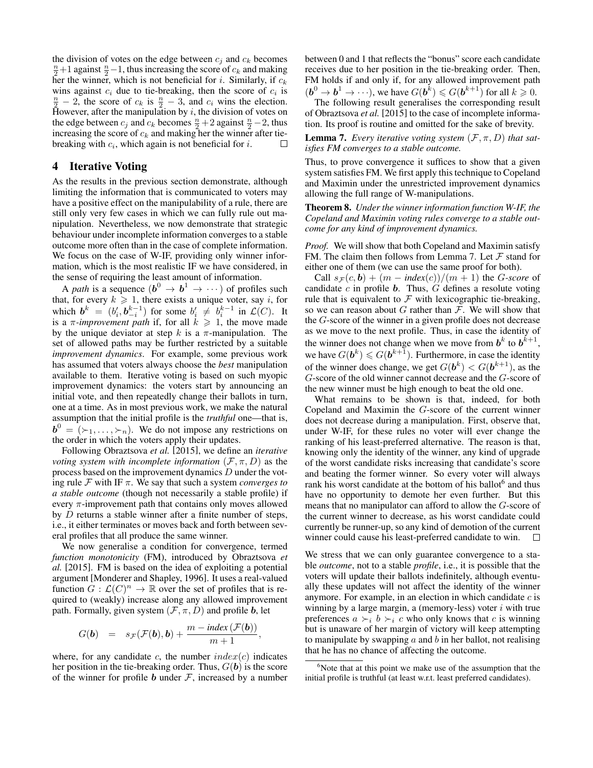the division of votes on the edge between $c_j$ and $c_k$ becomes $\frac{n}{2}+1$ against $\frac{n}{2}-1$, thus increasing the score of $c_k$ and making her the winner, which is not beneficial for $i$. Similarly, if $c_k$ wins against $c_i$ due to tie-breaking, then the score of $c_i$ is $\frac{n}{2}-2$, the score of $c_k$ is $\frac{n}{2}-3$, and $c_i$ wins the election. However, after the manipulation by $i$, the division of votes on the edge between $c_j$ and $c_k$ becomes $\frac{n}{2}+2$ against $\frac{n}{2}-2$, thus increasing the score of $c_k$ and making her the winner after tie-breaking with $c_i$, which again is not beneficial for $i$. □

## 4 Iterative Voting

As the results in the previous section demonstrate, although limiting the information that is communicated to voters may have a positive effect on the manipulability of a rule, there are still only very few cases in which we can fully rule out manipulation. Nevertheless, we now demonstrate that strategic behaviour under incomplete information converges to a stable outcome more often than in the case of complete information. We focus on the case of W-IF, providing only winner information, which is the most realistic IF we have considered, in the sense of requiring the least amount of information.

A *path* is a sequence ($\boldsymbol{b}^0 \to \boldsymbol{b}^1 \to \cdots$) of profiles such that, for every $k \geqslant 1$, there exists a unique voter, say $i$, for which $\boldsymbol{b}^k = (b'_i, \boldsymbol{b}^{k-1}_{-i})$ for some $b'_i \neq b^{k-1}_i$ in $\mathcal{L}(C)$. It is a $\pi$-*improvement path* if, for all $k \geqslant 1$, the move made by the unique deviator at step $k$ is a $\pi$-manipulation. The set of allowed paths may be further restricted by a suitable *improvement dynamics*. For example, some previous work has assumed that voters always choose the *best* manipulation available to them. Iterative voting is based on such myopic improvement dynamics: the voters start by announcing an initial vote, and then repeatedly change their ballots in turn, one at a time. As in most previous work, we make the natural assumption that the initial profile is the *truthful* one—that is, $\boldsymbol{b}^0 = (\succ_1, \ldots, \succ_n)$. We do not impose any restrictions on the order in which the voters apply their updates.

Following Obraztsova *et al.* [2015], we define an *iterative voting system with incomplete information* $(\mathcal{F}, \pi, D)$ as the process based on the improvement dynamics $D$ under the voting rule $\mathcal{F}$ with IF $\pi$. We say that such a system *converges to a stable outcome* (though not necessarily a stable profile) if every $\pi$-improvement path that contains only moves allowed by $D$ returns a stable winner after a finite number of steps, i.e., it either terminates or moves back and forth between several profiles that all produce the same winner.

We now generalise a condition for convergence, termed *function monotonicity* (FM), introduced by Obraztsova *et al.* [2015]. FM is based on the idea of exploiting a potential argument [Monderer and Shapley, 1996]. It uses a real-valued function $G : \mathcal{L}(C)^n \to \mathbb{R}$ over the set of profiles that is required to (weakly) increase along any allowed improvement path. Formally, given system $(\mathcal{F}, \pi, D)$ and profile $\boldsymbol{b}$, let

$$G(\boldsymbol{b}) \quad = \quad s_{\mathcal{F}}(\mathcal{F}(\boldsymbol{b}), \boldsymbol{b}) + \frac{m - \textit{index}\,(\mathcal{F}(\boldsymbol{b}))}{m+1},$$

where, for any candidate $c$, the number $index(c)$ indicates her position in the tie-breaking order. Thus, $G(\boldsymbol{b})$ is the score of the winner for profile $\boldsymbol{b}$ under $\mathcal{F}$, increased by a number between 0 and 1 that reflects the "bonus" score each candidate receives due to her position in the tie-breaking order. Then, FM holds if and only if, for any allowed improvement path ($\boldsymbol{b}^0 \to \boldsymbol{b}^1 \to \cdots$), we have $G(\boldsymbol{b}^k) \leqslant G(\boldsymbol{b}^{k+1})$ for all $k \geqslant 0$.

The following result generalises the corresponding result of Obraztsova *et al.* [2015] to the case of incomplete information. Its proof is routine and omitted for the sake of brevity.

**Lemma 7.** *Every iterative voting system $(\mathcal{F}, \pi, D)$ that satisfies FM converges to a stable outcome.*

Thus, to prove convergence it suffices to show that a given system satisfies FM. We first apply this technique to Copeland and Maximin under the unrestricted improvement dynamics allowing the full range of W-manipulations.

**Theorem 8.** *Under the winner information function W-IF, the Copeland and Maximin voting rules converge to a stable outcome for any kind of improvement dynamics.*

*Proof.* We will show that both Copeland and Maximin satisfy FM. The claim then follows from Lemma 7. Let $\mathcal{F}$ stand for either one of them (we can use the same proof for both).

Call $s_{\mathcal{F}}(c, \boldsymbol{b}) + (m - \textit{index}(c))/(m+1)$ the *G-score* of candidate $c$ in profile $\boldsymbol{b}$. Thus, $G$ defines a resolute voting rule that is equivalent to $\mathcal{F}$ with lexicographic tie-breaking, so we can reason about $G$ rather than $\mathcal{F}$. We will show that the $G$-score of the winner in a given profile does not decrease as we move to the next profile. Thus, in case the identity of the winner does not change when we move from $\boldsymbol{b}^k$ to $\boldsymbol{b}^{k+1}$, we have $G(\boldsymbol{b}^k) \leqslant G(\boldsymbol{b}^{k+1})$. Furthermore, in case the identity of the winner does change, we get $G(\boldsymbol{b}^k) < G(\boldsymbol{b}^{k+1})$, as the $G$-score of the old winner cannot decrease and the $G$-score of the new winner must be high enough to beat the old one.

What remains to be shown is that, indeed, for both Copeland and Maximin the $G$-score of the current winner does not decrease during a manipulation. First, observe that, under W-IF, for these rules no voter will ever change the ranking of his least-preferred alternative. The reason is that, knowing only the identity of the winner, any kind of upgrade of the worst candidate risks increasing that candidate's score and beating the former winner. So every voter will always rank his worst candidate at the bottom of his ballot[6] and thus have no opportunity to demote her even further. But this means that no manipulator can afford to allow the $G$-score of the current winner to decrease, as his worst candidate could currently be runner-up, so any kind of demotion of the current winner could cause his least-preferred candidate to win. □

We stress that we can only guarantee convergence to a stable *outcome*, not to a stable *profile*, i.e., it is possible that the voters will update their ballots indefinitely, although eventually these updates will not affect the identity of the winner anymore. For example, in an election in which candidate $c$ is winning by a large margin, a (memory-less) voter $i$ with true preferences $a \succ_i b \succ_i c$ who only knows that $c$ is winning but is unaware of her margin of victory will keep attempting to manipulate by swapping $a$ and $b$ in her ballot, not realising that he has no chance of affecting the outcome.

[6]Note that at this point we make use of the assumption that the initial profile is truthful (at least w.r.t. least preferred candidates).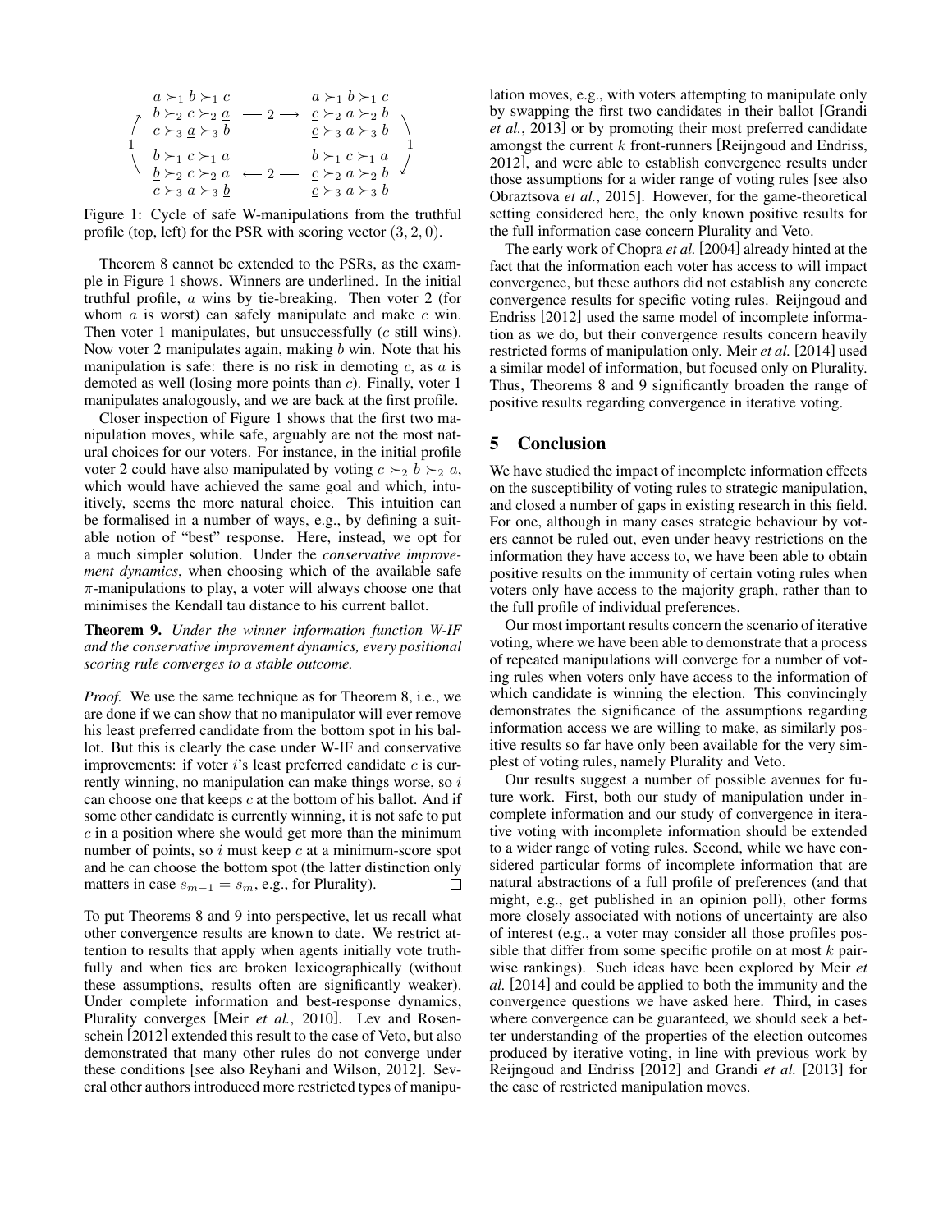$$
\begin{array}{ccc}
\begin{array}{c} \underline{a} \succ_1 b \succ_1 c \\ b \succ_2 c \succ_2 \underline{a} \\ c \succ_3 \underline{a} \succ_3 b \end{array} & \longrightarrow 2 \longrightarrow & \begin{array}{c} a \succ_1 b \succ_1 \underline{c} \\ \underline{c} \succ_2 a \succ_2 b \\ \underline{c} \succ_3 a \succ_3 b \end{array} \\
\uparrow 1 & & \downarrow 1 \\
\begin{array}{c} \underline{b} \succ_1 c \succ_1 a \\ \underline{b} \succ_2 c \succ_2 a \\ c \succ_3 a \succ_3 \underline{b} \end{array} & \longleftarrow 2 \longleftarrow & \begin{array}{c} b \succ_1 \underline{c} \succ_1 a \\ \underline{c} \succ_2 a \succ_2 b \\ \underline{c} \succ_3 a \succ_3 b \end{array}
\end{array}
$$

Figure 1: Cycle of safe W-manipulations from the truthful profile (top, left) for the PSR with scoring vector $(3, 2, 0)$.

Theorem 8 cannot be extended to the PSRs, as the example in Figure 1 shows. Winners are underlined. In the initial truthful profile, $a$ wins by tie-breaking. Then voter 2 (for whom $a$ is worst) can safely manipulate and make $c$ win. Then voter 1 manipulates, but unsuccessfully ($c$ still wins). Now voter 2 manipulates again, making $b$ win. Note that his manipulation is safe: there is no risk in demoting $c$, as $a$ is demoted as well (losing more points than $c$). Finally, voter 1 manipulates analogously, and we are back at the first profile.

Closer inspection of Figure 1 shows that the first two manipulation moves, while safe, arguably are not the most natural choices for our voters. For instance, in the initial profile voter 2 could have also manipulated by voting $c \succ_2 b \succ_2 a$, which would have achieved the same goal and which, intuitively, seems the more natural choice. This intuition can be formalised in a number of ways, e.g., by defining a suitable notion of "best" response. Here, instead, we opt for a much simpler solution. Under the *conservative improvement dynamics*, when choosing which of the available safe $\pi$-manipulations to play, a voter will always choose one that minimises the Kendall tau distance to his current ballot.

**Theorem 9.** *Under the winner information function W-IF and the conservative improvement dynamics, every positional scoring rule converges to a stable outcome.*

*Proof.* We use the same technique as for Theorem 8, i.e., we are done if we can show that no manipulator will ever remove his least preferred candidate from the bottom spot in his ballot. But this is clearly the case under W-IF and conservative improvements: if voter $i$'s least preferred candidate $c$ is currently winning, no manipulation can make things worse, so $i$ can choose one that keeps $c$ at the bottom of his ballot. And if some other candidate is currently winning, it is not safe to put $c$ in a position where she would get more than the minimum number of points, so $i$ must keep $c$ at a minimum-score spot and he can choose the bottom spot (the latter distinction only matters in case $s_{m-1} = s_m$, e.g., for Plurality). □

To put Theorems 8 and 9 into perspective, let us recall what other convergence results are known to date. We restrict attention to results that apply when agents initially vote truthfully and when ties are broken lexicographically (without these assumptions, results often are significantly weaker). Under complete information and best-response dynamics, Plurality converges [Meir *et al.*, 2010]. Lev and Rosenschein [2012] extended this result to the case of Veto, but also demonstrated that many other rules do not converge under these conditions [see also Reyhani and Wilson, 2012]. Several other authors introduced more restricted types of manipulation moves, e.g., with voters attempting to manipulate only by swapping the first two candidates in their ballot [Grandi *et al.*, 2013] or by promoting their most preferred candidate amongst the current $k$ front-runners [Reijngoud and Endriss, 2012], and were able to establish convergence results under those assumptions for a wider range of voting rules [see also Obraztsova *et al.*, 2015]. However, for the game-theoretical setting considered here, the only known positive results for the full information case concern Plurality and Veto.

The early work of Chopra *et al.* [2004] already hinted at the fact that the information each voter has access to will impact convergence, but these authors did not establish any concrete convergence results for specific voting rules. Reijngoud and Endriss [2012] used the same model of incomplete information as we do, but their convergence results concern heavily restricted forms of manipulation only. Meir *et al.* [2014] used a similar model of information, but focused only on Plurality. Thus, Theorems 8 and 9 significantly broaden the range of positive results regarding convergence in iterative voting.

## 5 Conclusion

We have studied the impact of incomplete information effects on the susceptibility of voting rules to strategic manipulation, and closed a number of gaps in existing research in this field. For one, although in many cases strategic behaviour by voters cannot be ruled out, even under heavy restrictions on the information they have access to, we have been able to obtain positive results on the immunity of certain voting rules when voters only have access to the majority graph, rather than to the full profile of individual preferences.

Our most important results concern the scenario of iterative voting, where we have been able to demonstrate that a process of repeated manipulations will converge for a number of voting rules when voters only have access to the information of which candidate is winning the election. This convincingly demonstrates the significance of the assumptions regarding information access we are willing to make, as similarly positive results so far have only been available for the very simplest of voting rules, namely Plurality and Veto.

Our results suggest a number of possible avenues for future work. First, both our study of manipulation under incomplete information and our study of convergence in iterative voting with incomplete information should be extended to a wider range of voting rules. Second, while we have considered particular forms of incomplete information that are natural abstractions of a full profile of preferences (and that might, e.g., get published in an opinion poll), other forms more closely associated with notions of uncertainty are also of interest (e.g., a voter may consider all those profiles possible that differ from some specific profile on at most $k$ pairwise rankings). Such ideas have been explored by Meir *et al.* [2014] and could be applied to both the immunity and the convergence questions we have asked here. Third, in cases where convergence can be guaranteed, we should seek a better understanding of the properties of the election outcomes produced by iterative voting, in line with previous work by Reijngoud and Endriss [2012] and Grandi *et al.* [2013] for the case of restricted manipulation moves.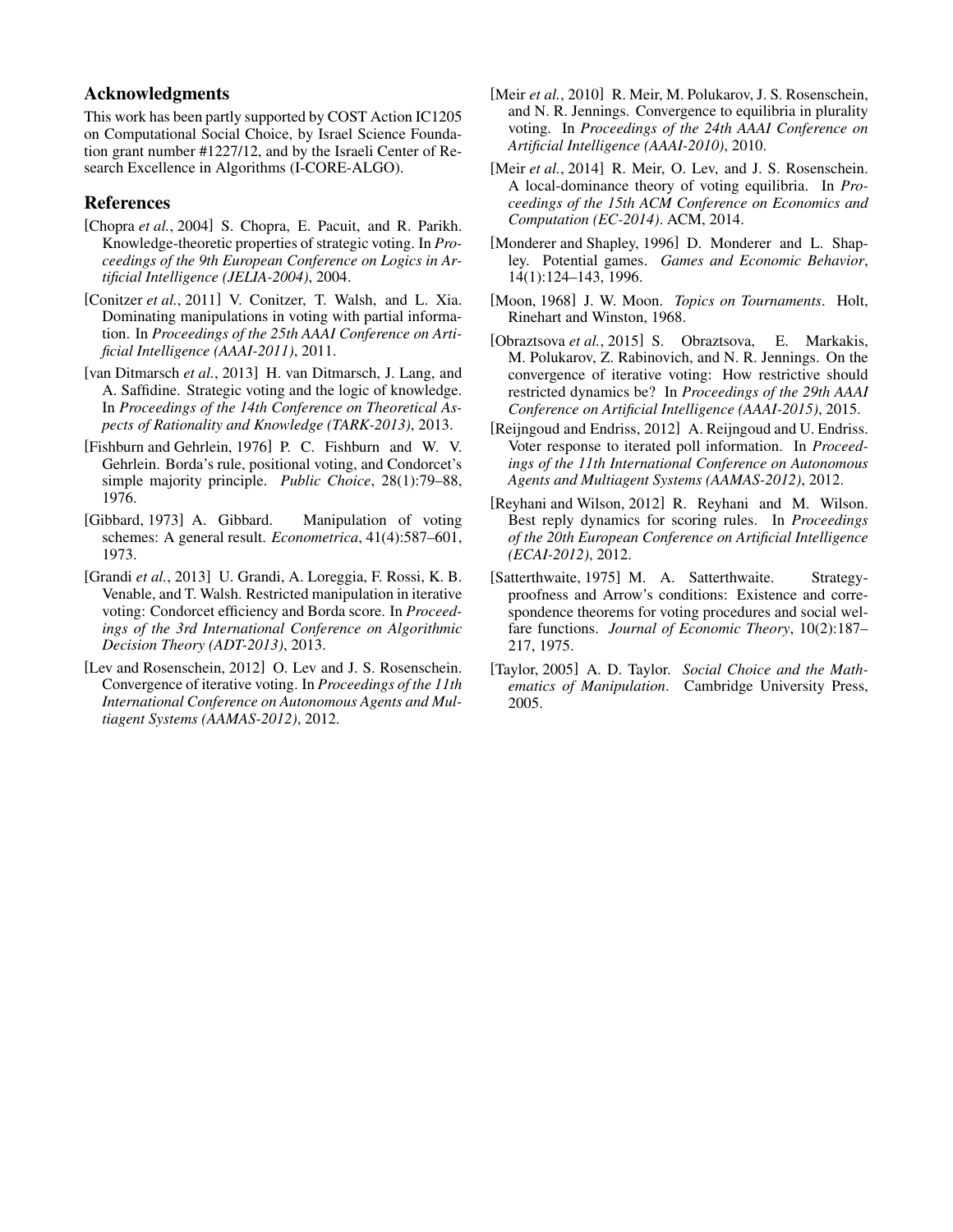## Acknowledgments

This work has been partly supported by COST Action IC1205 on Computational Social Choice, by Israel Science Foundation grant number #1227/12, and by the Israeli Center of Research Excellence in Algorithms (I-CORE-ALGO).

## References

[Chopra *et al.*, 2004] S. Chopra, E. Pacuit, and R. Parikh. Knowledge-theoretic properties of strategic voting. In *Proceedings of the 9th European Conference on Logics in Artificial Intelligence (JELIA-2004)*, 2004.

[Conitzer *et al.*, 2011] V. Conitzer, T. Walsh, and L. Xia. Dominating manipulations in voting with partial information. In *Proceedings of the 25th AAAI Conference on Artificial Intelligence (AAAI-2011)*, 2011.

[van Ditmarsch *et al.*, 2013] H. van Ditmarsch, J. Lang, and A. Saffidine. Strategic voting and the logic of knowledge. In *Proceedings of the 14th Conference on Theoretical Aspects of Rationality and Knowledge (TARK-2013)*, 2013.

[Fishburn and Gehrlein, 1976] P. C. Fishburn and W. V. Gehrlein. Borda's rule, positional voting, and Condorcet's simple majority principle. *Public Choice*, 28(1):79–88, 1976.

[Gibbard, 1973] A. Gibbard. Manipulation of voting schemes: A general result. *Econometrica*, 41(4):587–601, 1973.

[Grandi *et al.*, 2013] U. Grandi, A. Loreggia, F. Rossi, K. B. Venable, and T. Walsh. Restricted manipulation in iterative voting: Condorcet efficiency and Borda score. In *Proceedings of the 3rd International Conference on Algorithmic Decision Theory (ADT-2013)*, 2013.

[Lev and Rosenschein, 2012] O. Lev and J. S. Rosenschein. Convergence of iterative voting. In *Proceedings of the 11th International Conference on Autonomous Agents and Multiagent Systems (AAMAS-2012)*, 2012.

[Meir *et al.*, 2010] R. Meir, M. Polukarov, J. S. Rosenschein, and N. R. Jennings. Convergence to equilibria in plurality voting. In *Proceedings of the 24th AAAI Conference on Artificial Intelligence (AAAI-2010)*, 2010.

[Meir *et al.*, 2014] R. Meir, O. Lev, and J. S. Rosenschein. A local-dominance theory of voting equilibria. In *Proceedings of the 15th ACM Conference on Economics and Computation (EC-2014)*. ACM, 2014.

[Monderer and Shapley, 1996] D. Monderer and L. Shapley. Potential games. *Games and Economic Behavior*, 14(1):124–143, 1996.

[Moon, 1968] J. W. Moon. *Topics on Tournaments*. Holt, Rinehart and Winston, 1968.

[Obraztsova *et al.*, 2015] S. Obraztsova, E. Markakis, M. Polukarov, Z. Rabinovich, and N. R. Jennings. On the convergence of iterative voting: How restrictive should restricted dynamics be? In *Proceedings of the 29th AAAI Conference on Artificial Intelligence (AAAI-2015)*, 2015.

[Reijngoud and Endriss, 2012] A. Reijngoud and U. Endriss. Voter response to iterated poll information. In *Proceedings of the 11th International Conference on Autonomous Agents and Multiagent Systems (AAMAS-2012)*, 2012.

[Reyhani and Wilson, 2012] R. Reyhani and M. Wilson. Best reply dynamics for scoring rules. In *Proceedings of the 20th European Conference on Artificial Intelligence (ECAI-2012)*, 2012.

[Satterthwaite, 1975] M. A. Satterthwaite. Strategy-proofness and Arrow's conditions: Existence and correspondence theorems for voting procedures and social welfare functions. *Journal of Economic Theory*, 10(2):187–217, 1975.

[Taylor, 2005] A. D. Taylor. *Social Choice and the Mathematics of Manipulation*. Cambridge University Press, 2005.